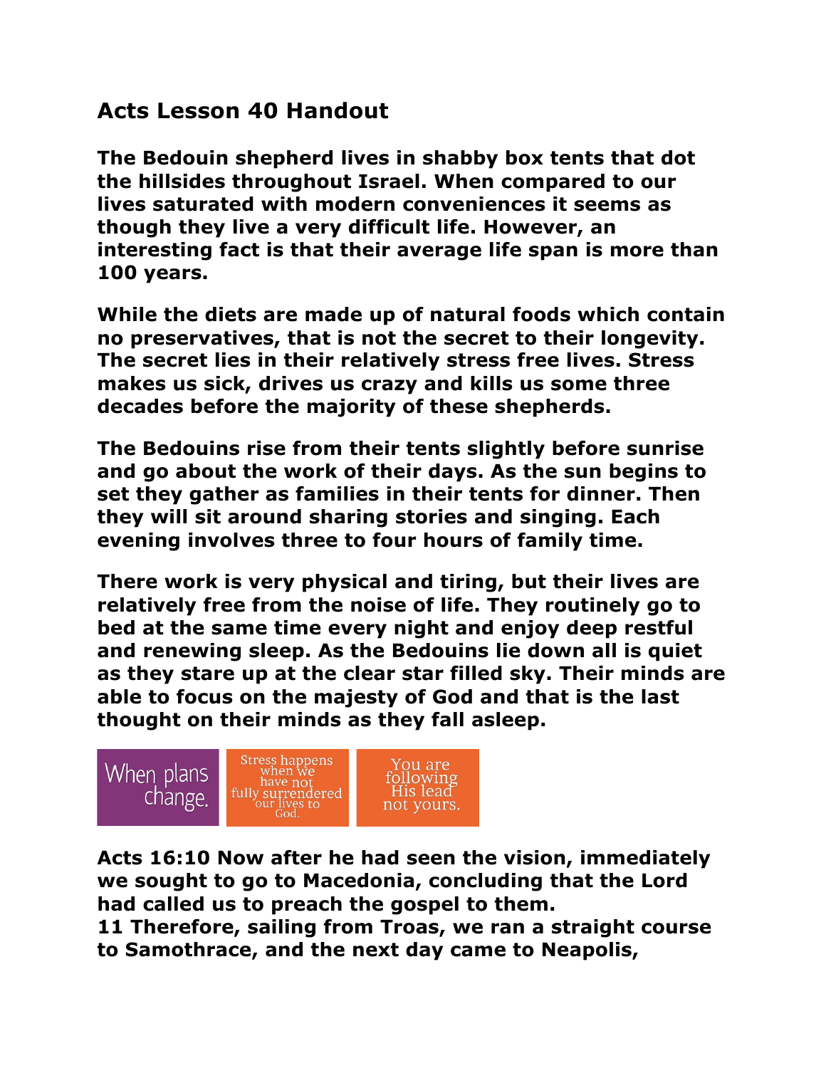## Acts Lesson 40 Handout

**The Bedouin shepherd lives in shabby box tents that dot the hillsides throughout Israel. When compared to our lives saturated with modern conveniences it seems as though they live a very difficult life. However, an interesting fact is that their average life span is more than 100 years.**

**While the diets are made up of natural foods which contain no preservatives, that is not the secret to their longevity. The secret lies in their relatively stress free lives. Stress makes us sick, drives us crazy and kills us some three decades before the majority of these shepherds.**

**The Bedouins rise from their tents slightly before sunrise and go about the work of their days. As the sun begins to set they gather as families in their tents for dinner. Then they will sit around sharing stories and singing. Each evening involves three to four hours of family time.**

**There work is very physical and tiring, but their lives are relatively free from the noise of life. They routinely go to bed at the same time every night and enjoy deep restful and renewing sleep. As the Bedouins lie down all is quiet as they stare up at the clear star filled sky. Their minds are able to focus on the majesty of God and that is the last thought on their minds as they fall asleep.**

When plans change.

Stress happens when we have not fully surrendered our lives to God.

You are following His lead not yours.

**Acts 16:10 Now after he had seen the vision, immediately we sought to go to Macedonia, concluding that the Lord had called us to preach the gospel to them.**
**11 Therefore, sailing from Troas, we ran a straight course to Samothrace, and the next day came to Neapolis,**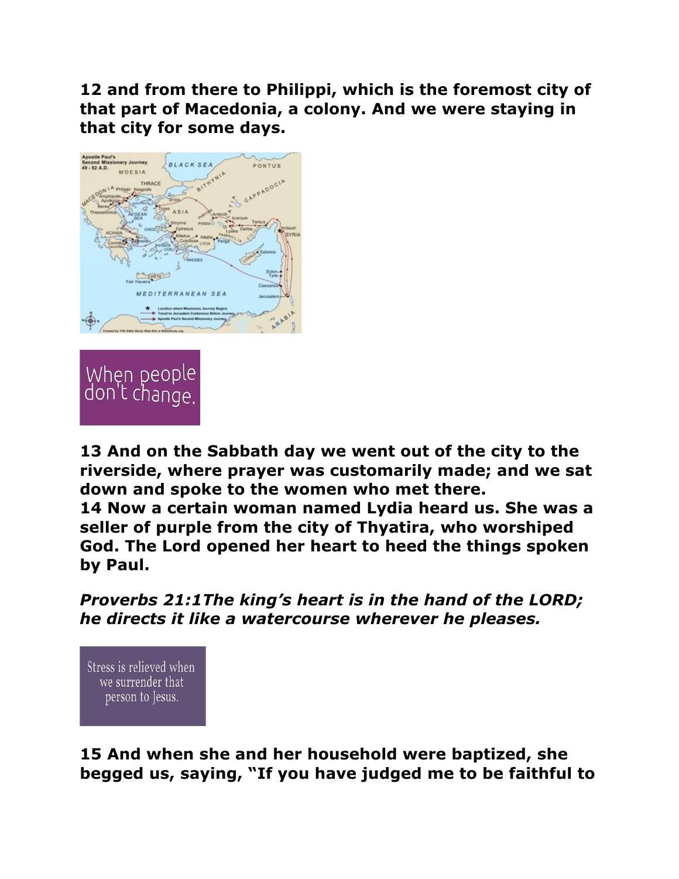**12 and from there to Philippi, which is the foremost city of that part of Macedonia, a colony. And we were staying in that city for some days.**

**13 And on the Sabbath day we went out of the city to the riverside, where prayer was customarily made; and we sat down and spoke to the women who met there.**
**14 Now a certain woman named Lydia heard us. She was a seller of purple from the city of Thyatira, who worshiped God. The Lord opened her heart to heed the things spoken by Paul.**

***Proverbs 21:1The king's heart is in the hand of the LORD; he directs it like a watercourse wherever he pleases.***

**15 And when she and her household were baptized, she begged us, saying, "If you have judged me to be faithful to**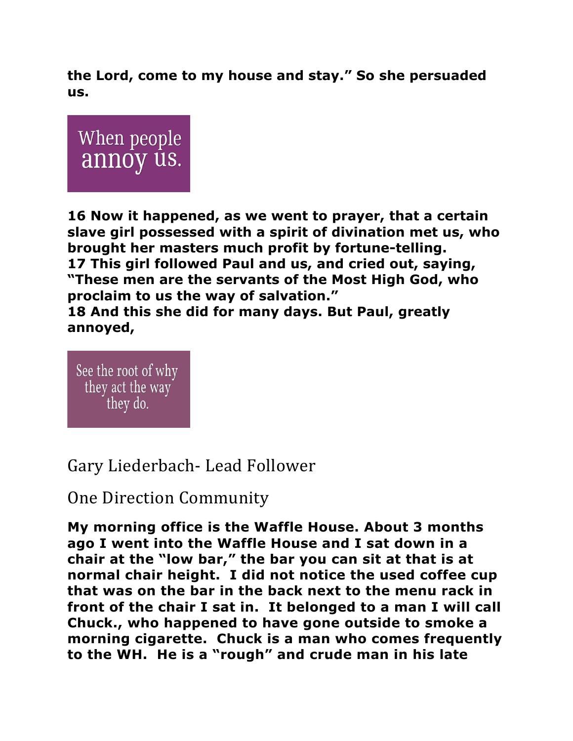**the Lord, come to my house and stay." So she persuaded us.**

When people annoy us.

**16 Now it happened, as we went to prayer, that a certain slave girl possessed with a spirit of divination met us, who brought her masters much profit by fortune-telling.**
**17 This girl followed Paul and us, and cried out, saying, "These men are the servants of the Most High God, who proclaim to us the way of salvation."**
**18 And this she did for many days. But Paul, greatly annoyed,**

See the root of why they act the way they do.

Gary Liederbach- Lead Follower

One Direction Community

**My morning office is the Waffle House. About 3 months ago I went into the Waffle House and I sat down in a chair at the "low bar," the bar you can sit at that is at normal chair height. I did not notice the used coffee cup that was on the bar in the back next to the menu rack in front of the chair I sat in. It belonged to a man I will call Chuck., who happened to have gone outside to smoke a morning cigarette. Chuck is a man who comes frequently to the WH. He is a "rough" and crude man in his late**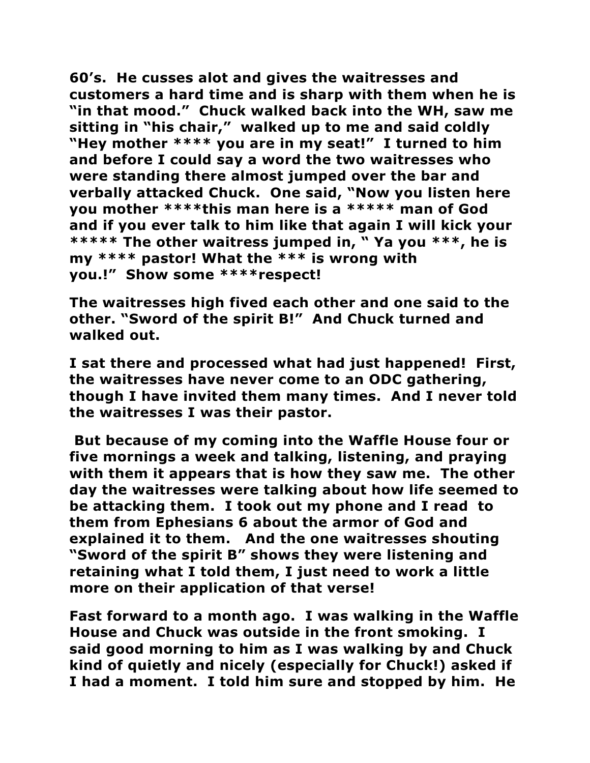**60's. He cusses alot and gives the waitresses and customers a hard time and is sharp with them when he is "in that mood." Chuck walked back into the WH, saw me sitting in "his chair," walked up to me and said coldly "Hey mother **** you are in my seat!" I turned to him and before I could say a word the two waitresses who were standing there almost jumped over the bar and verbally attacked Chuck. One said, "Now you listen here you mother ****this man here is a ***** man of God and if you ever talk to him like that again I will kick your ***** The other waitress jumped in, " Ya you ***, he is my **** pastor! What the *** is wrong with you.!" Show some ****respect!**

**The waitresses high fived each other and one said to the other. "Sword of the spirit B!" And Chuck turned and walked out.**

**I sat there and processed what had just happened! First, the waitresses have never come to an ODC gathering, though I have invited them many times. And I never told the waitresses I was their pastor.**

**But because of my coming into the Waffle House four or five mornings a week and talking, listening, and praying with them it appears that is how they saw me. The other day the waitresses were talking about how life seemed to be attacking them. I took out my phone and I read to them from Ephesians 6 about the armor of God and explained it to them. And the one waitresses shouting "Sword of the spirit B" shows they were listening and retaining what I told them, I just need to work a little more on their application of that verse!**

**Fast forward to a month ago. I was walking in the Waffle House and Chuck was outside in the front smoking. I said good morning to him as I was walking by and Chuck kind of quietly and nicely (especially for Chuck!) asked if I had a moment. I told him sure and stopped by him. He**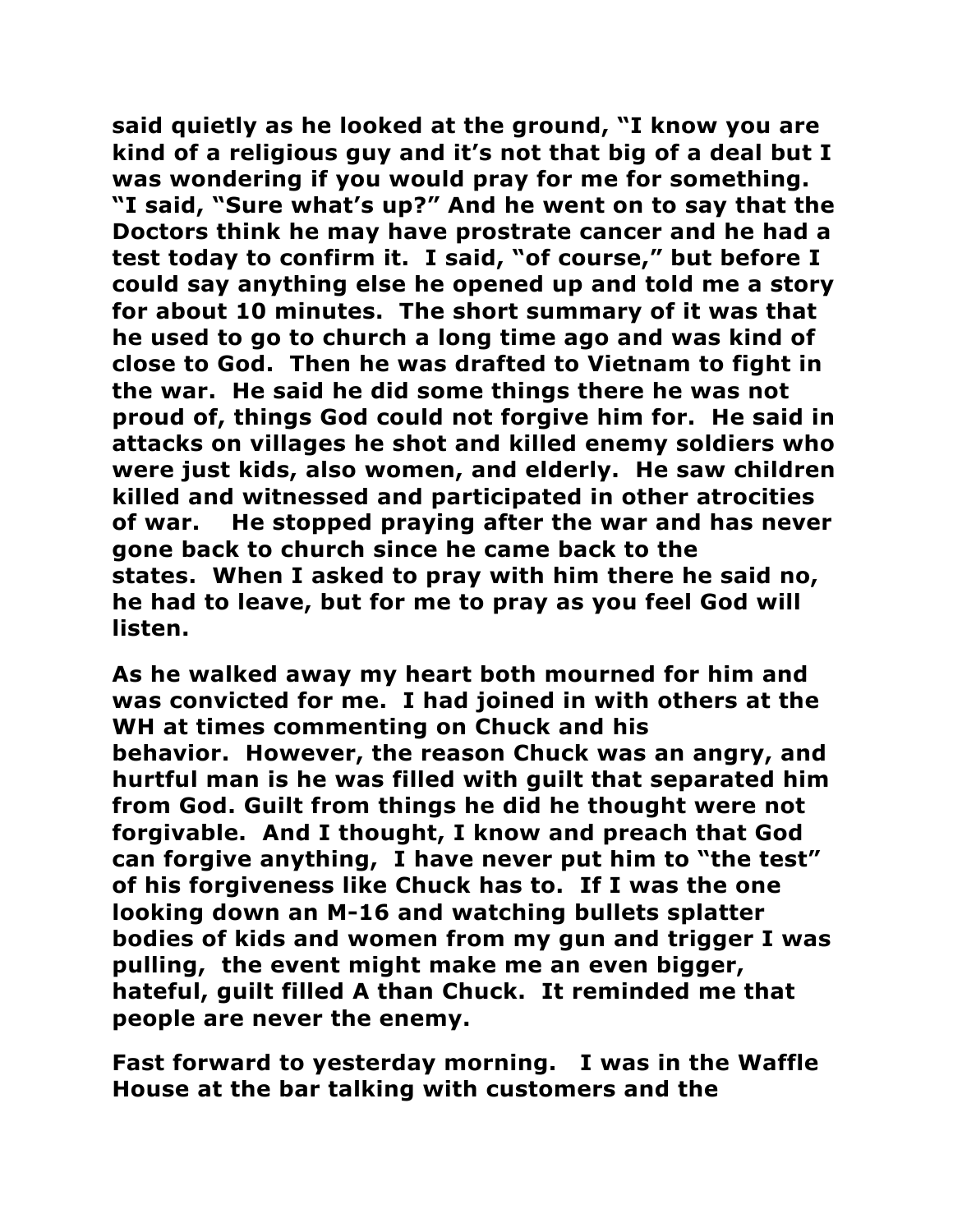said quietly as he looked at the ground, "I know you are kind of a religious guy and it's not that big of a deal but I was wondering if you would pray for me for something. "I said, "Sure what's up?" And he went on to say that the Doctors think he may have prostrate cancer and he had a test today to confirm it. I said, "of course," but before I could say anything else he opened up and told me a story for about 10 minutes. The short summary of it was that he used to go to church a long time ago and was kind of close to God. Then he was drafted to Vietnam to fight in the war. He said he did some things there he was not proud of, things God could not forgive him for. He said in attacks on villages he shot and killed enemy soldiers who were just kids, also women, and elderly. He saw children killed and witnessed and participated in other atrocities of war. He stopped praying after the war and has never gone back to church since he came back to the states. When I asked to pray with him there he said no, he had to leave, but for me to pray as you feel God will listen.

As he walked away my heart both mourned for him and was convicted for me. I had joined in with others at the WH at times commenting on Chuck and his behavior. However, the reason Chuck was an angry, and hurtful man is he was filled with guilt that separated him from God. Guilt from things he did he thought were not forgivable. And I thought, I know and preach that God can forgive anything, I have never put him to "the test" of his forgiveness like Chuck has to. If I was the one looking down an M-16 and watching bullets splatter bodies of kids and women from my gun and trigger I was pulling, the event might make me an even bigger, hateful, guilt filled A than Chuck. It reminded me that people are never the enemy.

Fast forward to yesterday morning. I was in the Waffle House at the bar talking with customers and the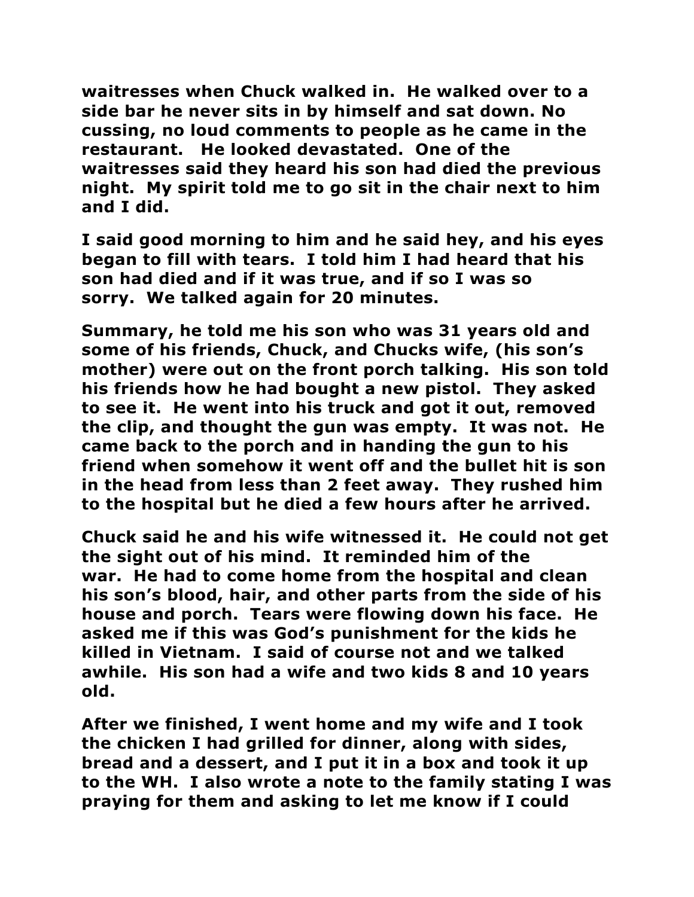**waitresses when Chuck walked in. He walked over to a side bar he never sits in by himself and sat down. No cussing, no loud comments to people as he came in the restaurant. He looked devastated. One of the waitresses said they heard his son had died the previous night. My spirit told me to go sit in the chair next to him and I did.**

**I said good morning to him and he said hey, and his eyes began to fill with tears. I told him I had heard that his son had died and if it was true, and if so I was so sorry. We talked again for 20 minutes.**

**Summary, he told me his son who was 31 years old and some of his friends, Chuck, and Chucks wife, (his son's mother) were out on the front porch talking. His son told his friends how he had bought a new pistol. They asked to see it. He went into his truck and got it out, removed the clip, and thought the gun was empty. It was not. He came back to the porch and in handing the gun to his friend when somehow it went off and the bullet hit is son in the head from less than 2 feet away. They rushed him to the hospital but he died a few hours after he arrived.**

**Chuck said he and his wife witnessed it. He could not get the sight out of his mind. It reminded him of the war. He had to come home from the hospital and clean his son's blood, hair, and other parts from the side of his house and porch. Tears were flowing down his face. He asked me if this was God's punishment for the kids he killed in Vietnam. I said of course not and we talked awhile. His son had a wife and two kids 8 and 10 years old.**

**After we finished, I went home and my wife and I took the chicken I had grilled for dinner, along with sides, bread and a dessert, and I put it in a box and took it up to the WH. I also wrote a note to the family stating I was praying for them and asking to let me know if I could**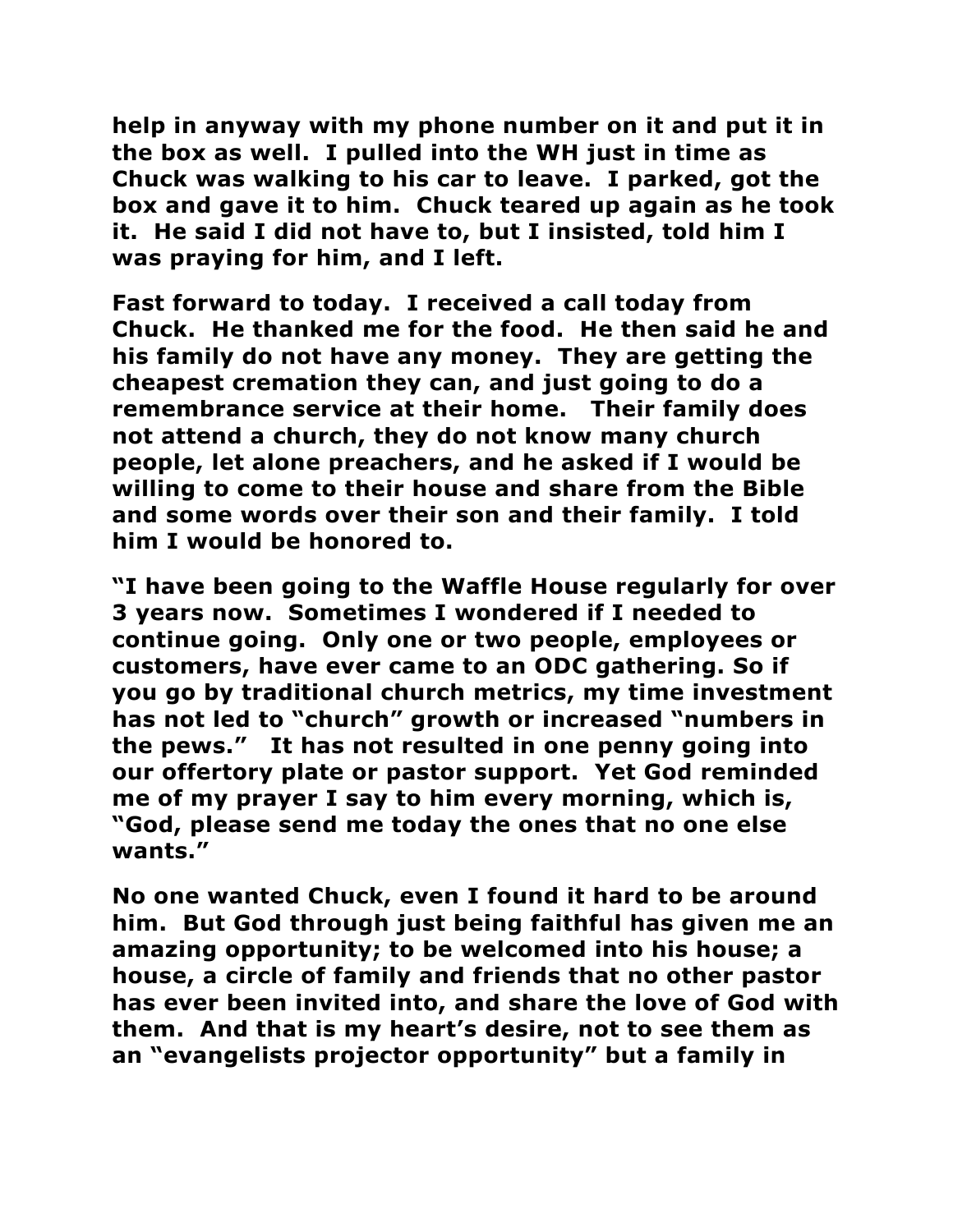**help in anyway with my phone number on it and put it in the box as well. I pulled into the WH just in time as Chuck was walking to his car to leave. I parked, got the box and gave it to him. Chuck teared up again as he took it. He said I did not have to, but I insisted, told him I was praying for him, and I left.**

**Fast forward to today. I received a call today from Chuck. He thanked me for the food. He then said he and his family do not have any money. They are getting the cheapest cremation they can, and just going to do a remembrance service at their home. Their family does not attend a church, they do not know many church people, let alone preachers, and he asked if I would be willing to come to their house and share from the Bible and some words over their son and their family. I told him I would be honored to.**

**"I have been going to the Waffle House regularly for over 3 years now. Sometimes I wondered if I needed to continue going. Only one or two people, employees or customers, have ever came to an ODC gathering. So if you go by traditional church metrics, my time investment has not led to "church" growth or increased "numbers in the pews." It has not resulted in one penny going into our offertory plate or pastor support. Yet God reminded me of my prayer I say to him every morning, which is, "God, please send me today the ones that no one else wants."**

**No one wanted Chuck, even I found it hard to be around him. But God through just being faithful has given me an amazing opportunity; to be welcomed into his house; a house, a circle of family and friends that no other pastor has ever been invited into, and share the love of God with them. And that is my heart's desire, not to see them as an "evangelists projector opportunity" but a family in**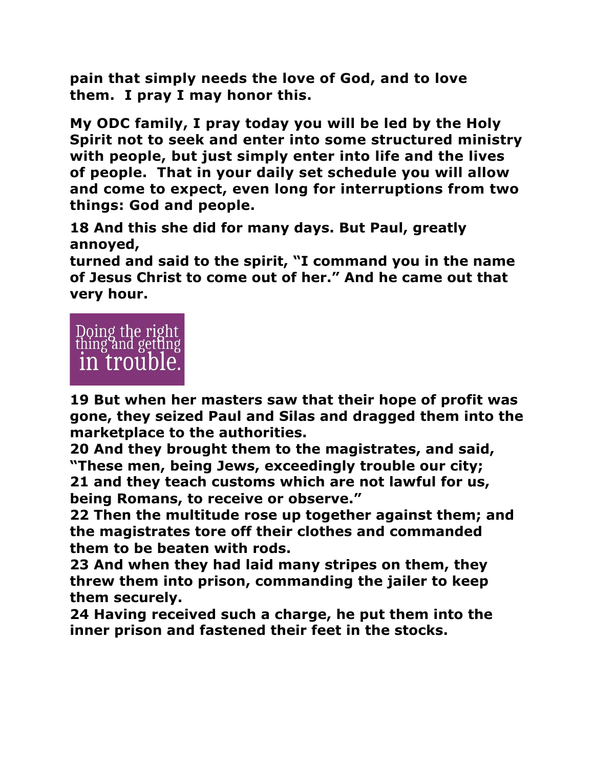**pain that simply needs the love of God, and to love them. I pray I may honor this.**

**My ODC family, I pray today you will be led by the Holy Spirit not to seek and enter into some structured ministry with people, but just simply enter into life and the lives of people. That in your daily set schedule you will allow and come to expect, even long for interruptions from two things: God and people.**

**18 And this she did for many days. But Paul, greatly annoyed,**
**turned and said to the spirit, "I command you in the name of Jesus Christ to come out of her." And he came out that very hour.**

Doing the right thing and getting in trouble.

**19 But when her masters saw that their hope of profit was gone, they seized Paul and Silas and dragged them into the marketplace to the authorities.**
**20 And they brought them to the magistrates, and said, "These men, being Jews, exceedingly trouble our city;**
**21 and they teach customs which are not lawful for us, being Romans, to receive or observe."**
**22 Then the multitude rose up together against them; and the magistrates tore off their clothes and commanded them to be beaten with rods.**
**23 And when they had laid many stripes on them, they threw them into prison, commanding the jailer to keep them securely.**
**24 Having received such a charge, he put them into the inner prison and fastened their feet in the stocks.**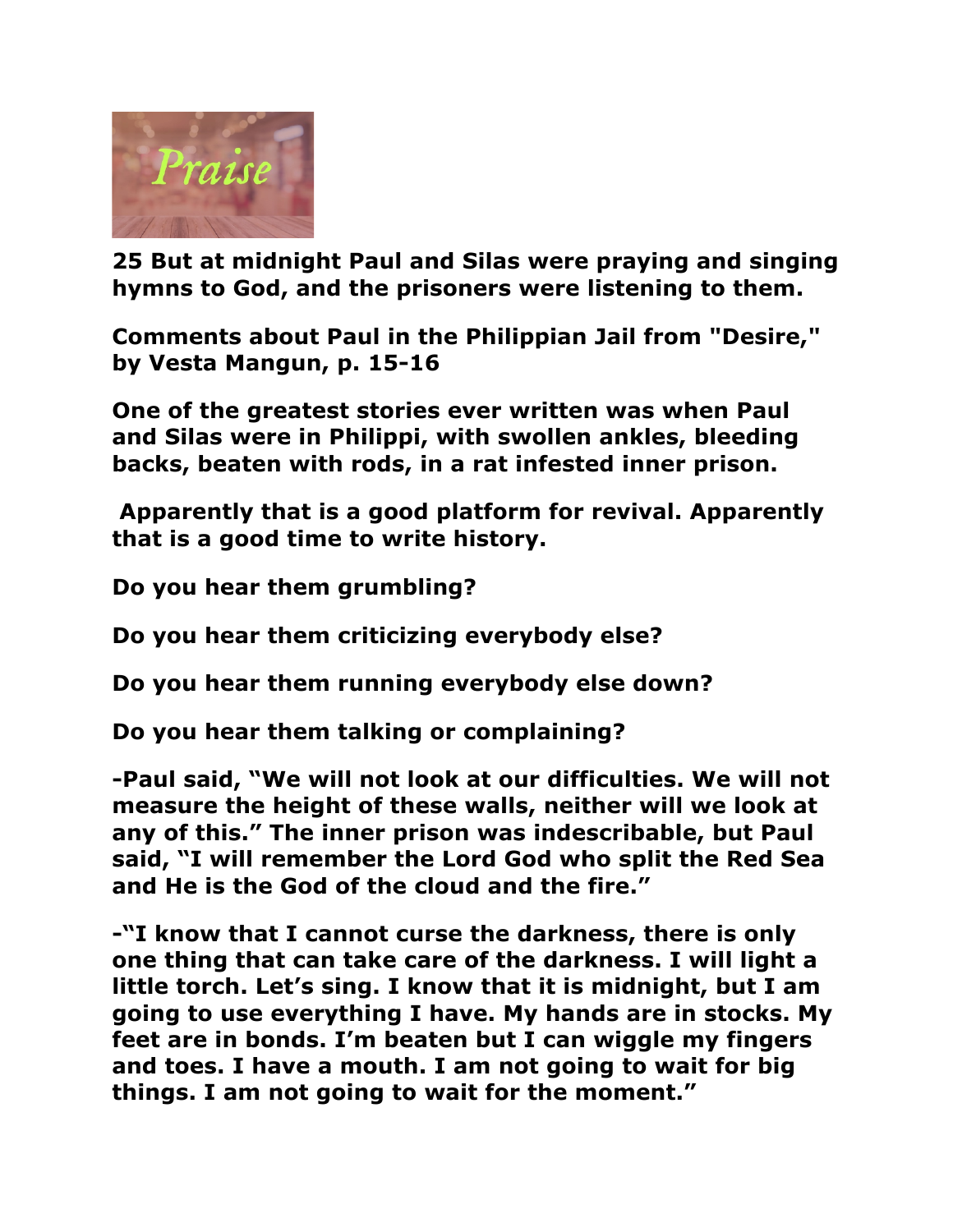**25 But at midnight Paul and Silas were praying and singing hymns to God, and the prisoners were listening to them.**

**Comments about Paul in the Philippian Jail from "Desire," by Vesta Mangun, p. 15-16**

**One of the greatest stories ever written was when Paul and Silas were in Philippi, with swollen ankles, bleeding backs, beaten with rods, in a rat infested inner prison.**

**Apparently that is a good platform for revival. Apparently that is a good time to write history.**

**Do you hear them grumbling?**

**Do you hear them criticizing everybody else?**

**Do you hear them running everybody else down?**

**Do you hear them talking or complaining?**

**-Paul said, "We will not look at our difficulties. We will not measure the height of these walls, neither will we look at any of this." The inner prison was indescribable, but Paul said, "I will remember the Lord God who split the Red Sea and He is the God of the cloud and the fire."**

**-"I know that I cannot curse the darkness, there is only one thing that can take care of the darkness. I will light a little torch. Let's sing. I know that it is midnight, but I am going to use everything I have. My hands are in stocks. My feet are in bonds. I'm beaten but I can wiggle my fingers and toes. I have a mouth. I am not going to wait for big things. I am not going to wait for the moment."**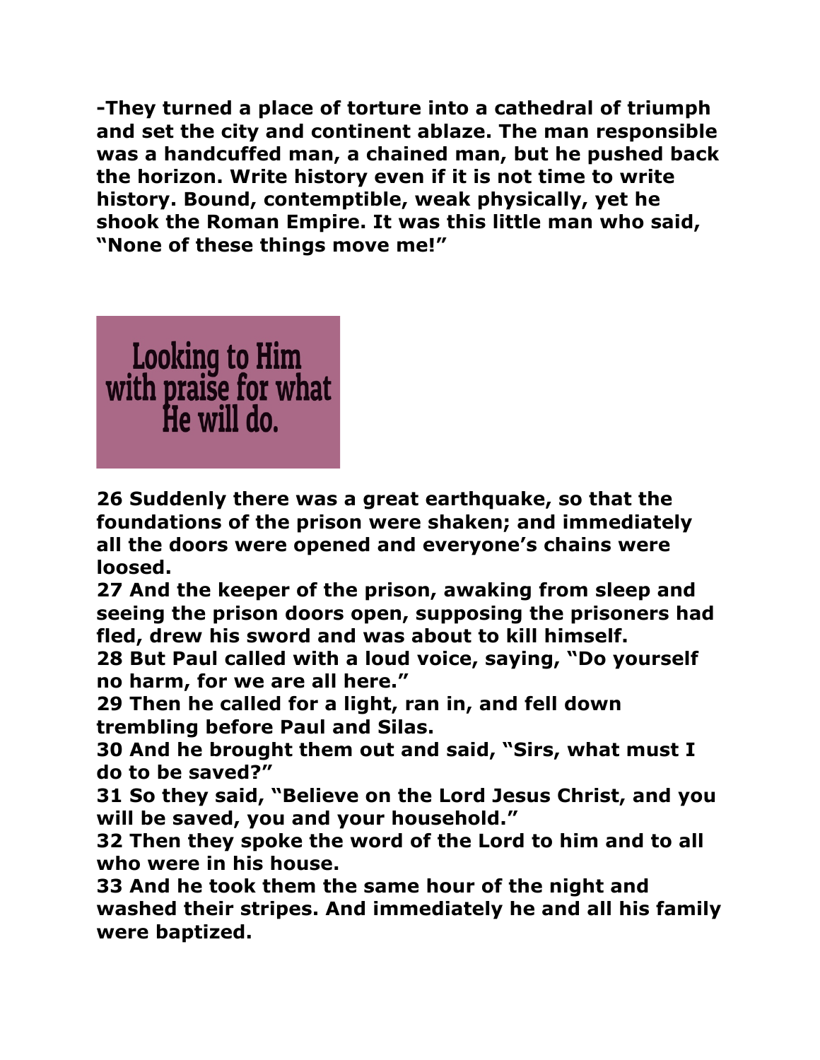**-They turned a place of torture into a cathedral of triumph and set the city and continent ablaze. The man responsible was a handcuffed man, a chained man, but he pushed back the horizon. Write history even if it is not time to write history. Bound, contemptible, weak physically, yet he shook the Roman Empire. It was this little man who said, "None of these things move me!"**

Looking to Him with praise for what He will do.

**26 Suddenly there was a great earthquake, so that the foundations of the prison were shaken; and immediately all the doors were opened and everyone's chains were loosed.**
**27 And the keeper of the prison, awaking from sleep and seeing the prison doors open, supposing the prisoners had fled, drew his sword and was about to kill himself.**
**28 But Paul called with a loud voice, saying, "Do yourself no harm, for we are all here."**
**29 Then he called for a light, ran in, and fell down trembling before Paul and Silas.**
**30 And he brought them out and said, "Sirs, what must I do to be saved?"**
**31 So they said, "Believe on the Lord Jesus Christ, and you will be saved, you and your household."**
**32 Then they spoke the word of the Lord to him and to all who were in his house.**
**33 And he took them the same hour of the night and washed their stripes. And immediately he and all his family were baptized.**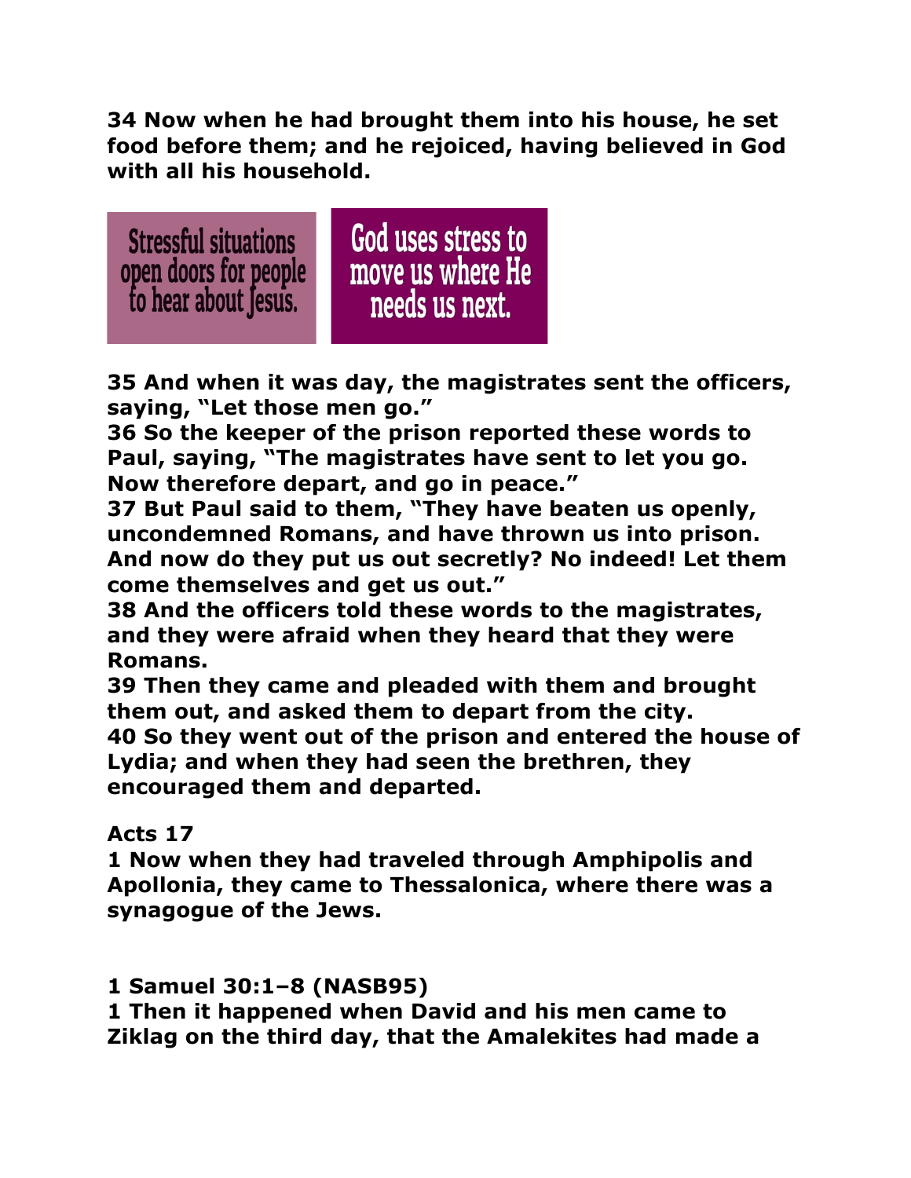**34 Now when he had brought them into his house, he set food before them; and he rejoiced, having believed in God with all his household.**

Stressful situations open doors for people to hear about Jesus.

God uses stress to move us where He needs us next.

**35 And when it was day, the magistrates sent the officers, saying, "Let those men go."**
**36 So the keeper of the prison reported these words to Paul, saying, "The magistrates have sent to let you go. Now therefore depart, and go in peace."**
**37 But Paul said to them, "They have beaten us openly, uncondemned Romans, and have thrown us into prison. And now do they put us out secretly? No indeed! Let them come themselves and get us out."**
**38 And the officers told these words to the magistrates, and they were afraid when they heard that they were Romans.**
**39 Then they came and pleaded with them and brought them out, and asked them to depart from the city.**
**40 So they went out of the prison and entered the house of Lydia; and when they had seen the brethren, they encouraged them and departed.**

**Acts 17**
**1 Now when they had traveled through Amphipolis and Apollonia, they came to Thessalonica, where there was a synagogue of the Jews.**

**1 Samuel 30:1–8 (NASB95)**
**1 Then it happened when David and his men came to Ziklag on the third day, that the Amalekites had made a**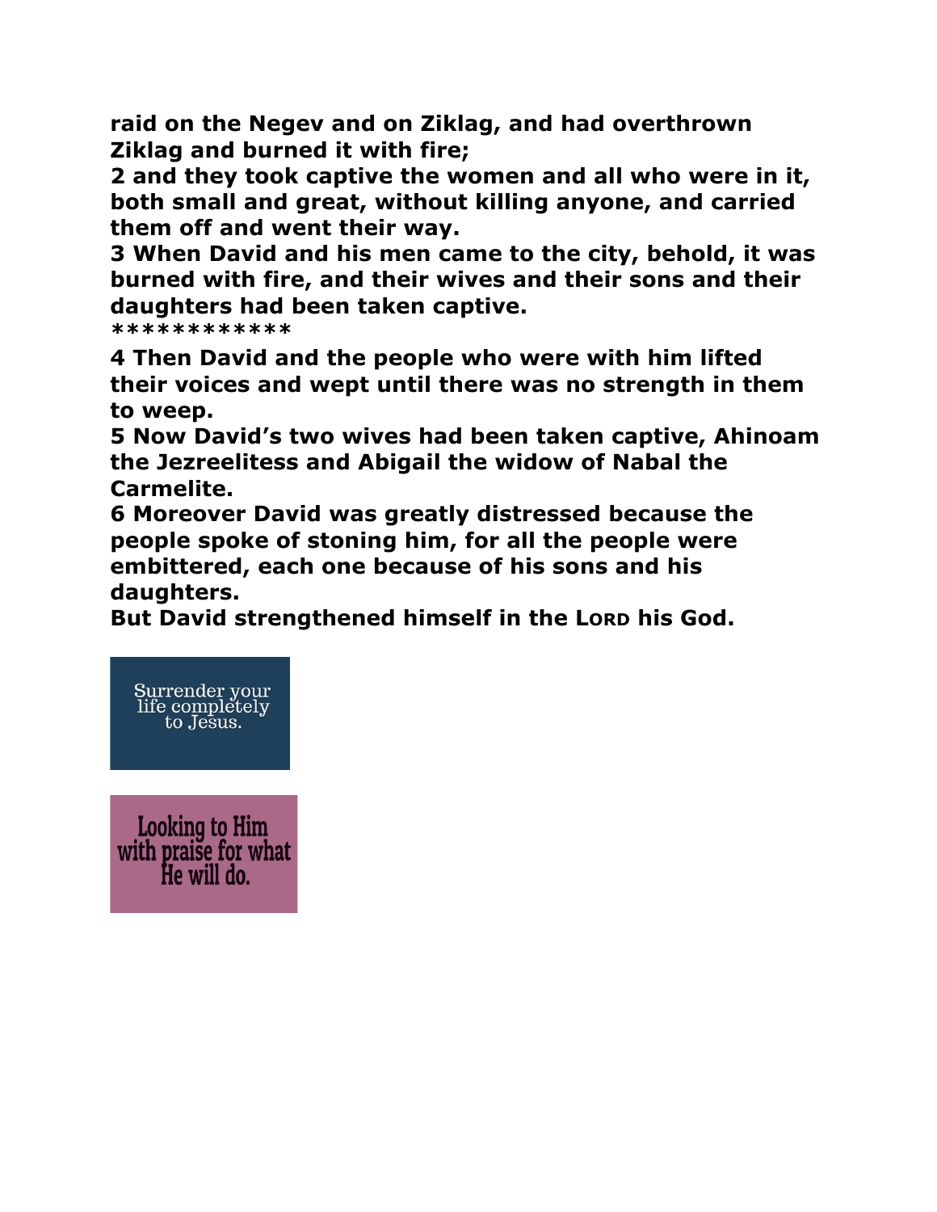**raid on the Negev and on Ziklag, and had overthrown Ziklag and burned it with fire;**
**2 and they took captive the women and all who were in it, both small and great, without killing anyone, and carried them off and went their way.**
**3 When David and his men came to the city, behold, it was burned with fire, and their wives and their sons and their daughters had been taken captive.**
**************
**4 Then David and the people who were with him lifted their voices and wept until there was no strength in them to weep.**
**5 Now David's two wives had been taken captive, Ahinoam the Jezreelitess and Abigail the widow of Nabal the Carmelite.**
**6 Moreover David was greatly distressed because the people spoke of stoning him, for all the people were embittered, each one because of his sons and his daughters.**
**But David strengthened himself in the LORD his God.**

Surrender your life completely to Jesus.

Looking to Him with praise for what He will do.